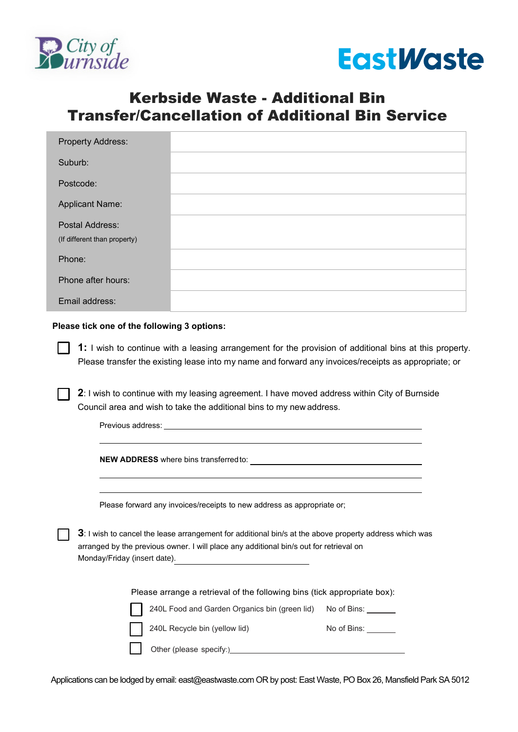City of Burnside

EastWaste

# Kerbside Waste - Additional Bin Transfer/Cancellation of Additional Bin Service

| | |
|---|---|
| Property Address: | |
| Suburb: | |
| Postcode: | |
| Applicant Name: | |
| Postal Address: (If different than property) | |
| Phone: | |
| Phone after hours: | |
| Email address: | |

**Please tick one of the following 3 options:**

☐ **1:** I wish to continue with a leasing arrangement for the provision of additional bins at this property. Please transfer the existing lease into my name and forward any invoices/receipts as appropriate; or

☐ **2**: I wish to continue with my leasing agreement. I have moved address within City of Burnside Council area and wish to take the additional bins to my new address.

Previous address: ______________________________________________

______________________________________________

**NEW ADDRESS** where bins transferred to: ______________________________

______________________________________________

______________________________________________

Please forward any invoices/receipts to new address as appropriate or;

☐ **3**: I wish to cancel the lease arrangement for additional bin/s at the above property address which was arranged by the previous owner. I will place any additional bin/s out for retrieval on Monday/Friday (insert date). ______________________

Please arrange a retrieval of the following bins (tick appropriate box):

☐ 240L Food and Garden Organics bin (green lid) No of Bins: ______

☐ 240L Recycle bin (yellow lid) No of Bins: ______

☐ Other (please specify:) ______________________________

Applications can be lodged by email: east@eastwaste.com OR by post: East Waste, PO Box 26, Mansfield Park SA 5012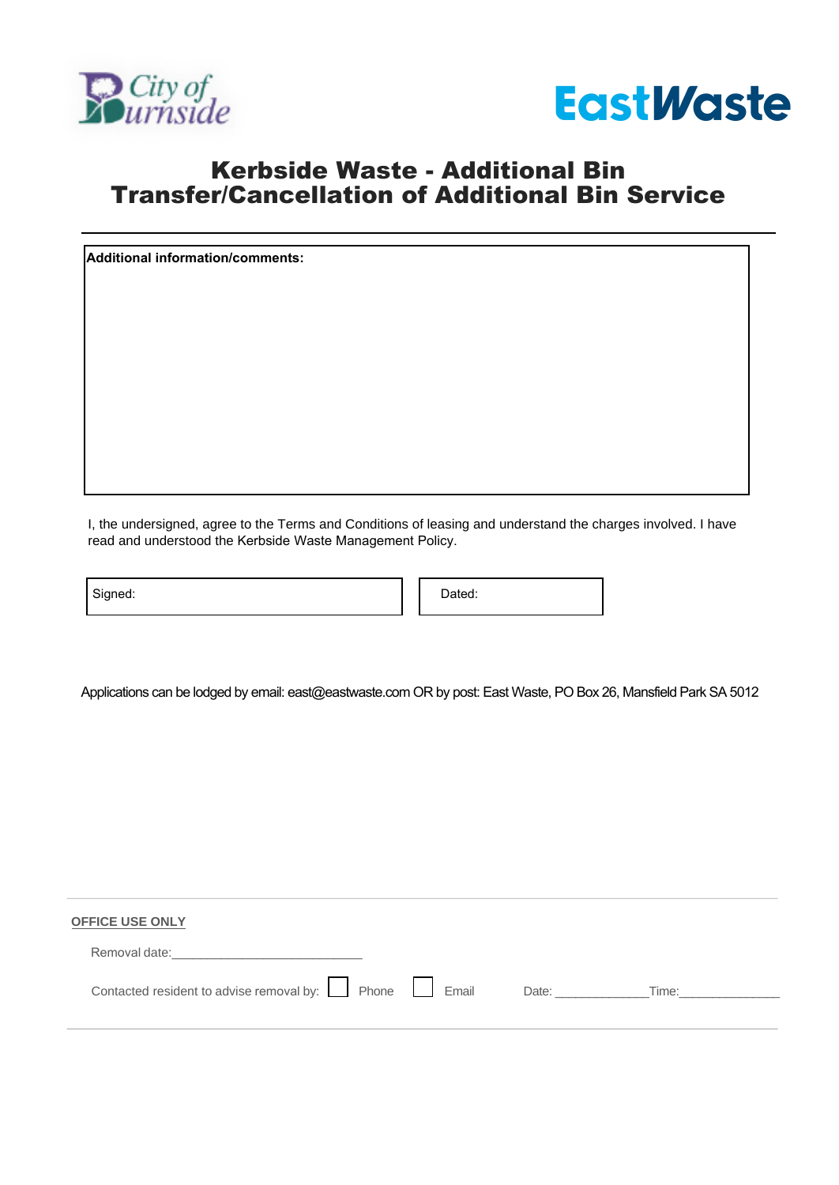City of Burnside

EastWaste

# Kerbside Waste - Additional Bin Transfer/Cancellation of Additional Bin Service

**Additional information/comments:**

I, the undersigned, agree to the Terms and Conditions of leasing and understand the charges involved. I have read and understood the Kerbside Waste Management Policy.

| | |
|---|---|
| Signed: | Dated: |

Applications can be lodged by email: east@eastwaste.com OR by post: East Waste, PO Box 26, Mansfield Park SA 5012

**OFFICE USE ONLY**

Removal date:___________________________

Contacted resident to advise removal by: ☐ Phone ☐ Email Date: _____________Time:______________